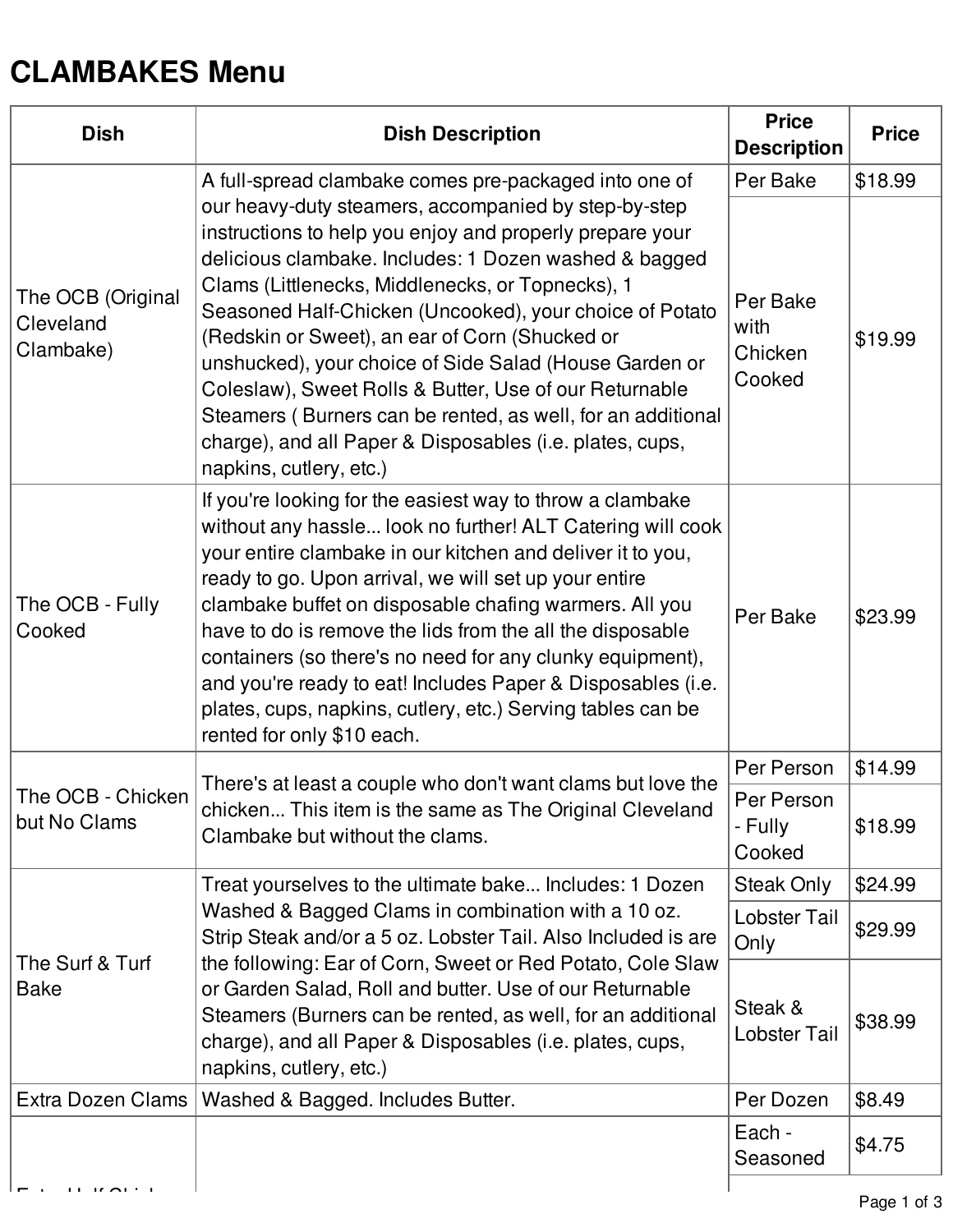# CLAMBAKES Menu

| Dish | Dish Description | Price Description | Price |
|---|---|---|---|
| The OCB (Original Cleveland Clambake) | A full-spread clambake comes pre-packaged into one of our heavy-duty steamers, accompanied by step-by-step instructions to help you enjoy and properly prepare your delicious clambake. Includes: 1 Dozen washed & bagged Clams (Littlenecks, Middlenecks, or Topnecks), 1 Seasoned Half-Chicken (Uncooked), your choice of Potato (Redskin or Sweet), an ear of Corn (Shucked or unshucked), your choice of Side Salad (House Garden or Coleslaw), Sweet Rolls & Butter, Use of our Returnable Steamers ( Burners can be rented, as well, for an additional charge), and all Paper & Disposables (i.e. plates, cups, napkins, cutlery, etc.) | Per Bake | $18.99 |
| | | Per Bake with Chicken Cooked | $19.99 |
| The OCB - Fully Cooked | If you're looking for the easiest way to throw a clambake without any hassle... look no further! ALT Catering will cook your entire clambake in our kitchen and deliver it to you, ready to go. Upon arrival, we will set up your entire clambake buffet on disposable chafing warmers. All you have to do is remove the lids from the all the disposable containers (so there's no need for any clunky equipment), and you're ready to eat! Includes Paper & Disposables (i.e. plates, cups, napkins, cutlery, etc.) Serving tables can be rented for only $10 each. | Per Bake | $23.99 |
| The OCB - Chicken but No Clams | There's at least a couple who don't want clams but love the chicken... This item is the same as The Original Cleveland Clambake but without the clams. | Per Person | $14.99 |
| | | Per Person - Fully Cooked | $18.99 |
| The Surf & Turf Bake | Treat yourselves to the ultimate bake... Includes: 1 Dozen Washed & Bagged Clams in combination with a 10 oz. Strip Steak and/or a 5 oz. Lobster Tail. Also Included is are the following: Ear of Corn, Sweet or Red Potato, Cole Slaw or Garden Salad, Roll and butter. Use of our Returnable Steamers (Burners can be rented, as well, for an additional charge), and all Paper & Disposables (i.e. plates, cups, napkins, cutlery, etc.) | Steak Only | $24.99 |
| | | Lobster Tail Only | $29.99 |
| | | Steak & Lobster Tail | $38.99 |
| Extra Dozen Clams | Washed & Bagged. Includes Butter. | Per Dozen | $8.49 |
| Extra Half Chick... | | Each - Seasoned | $4.75 |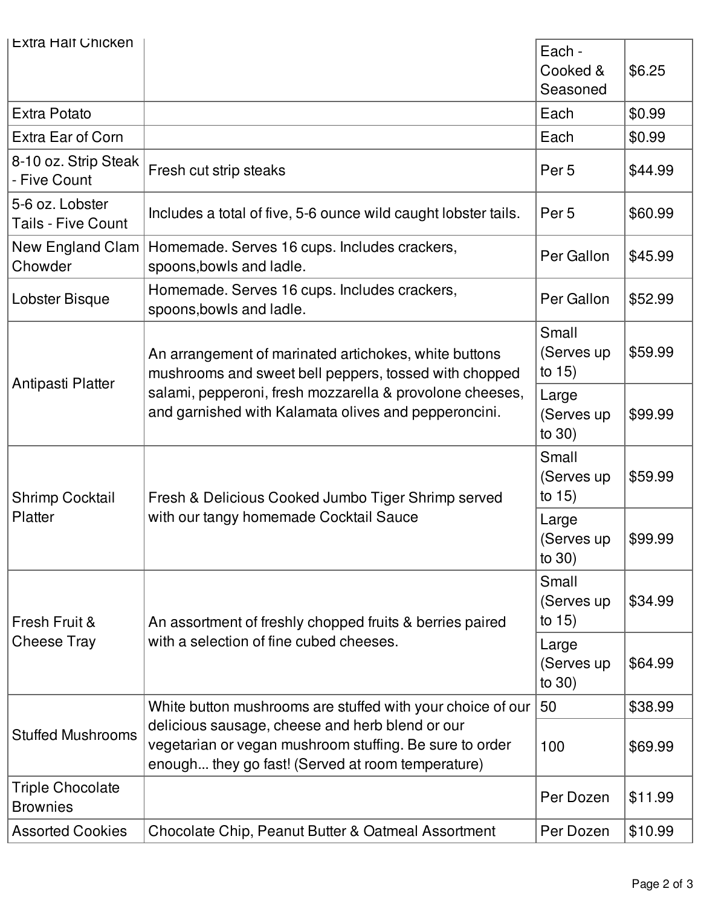| Extra Half Chicken | | Each - Cooked & Seasoned | $6.25 |
|---|---|---|---|
| Extra Potato | | Each | $0.99 |
| Extra Ear of Corn | | Each | $0.99 |
| 8-10 oz. Strip Steak - Five Count | Fresh cut strip steaks | Per 5 | $44.99 |
| 5-6 oz. Lobster Tails - Five Count | Includes a total of five, 5-6 ounce wild caught lobster tails. | Per 5 | $60.99 |
| New England Clam Chowder | Homemade. Serves 16 cups. Includes crackers, spoons,bowls and ladle. | Per Gallon | $45.99 |
| Lobster Bisque | Homemade. Serves 16 cups. Includes crackers, spoons,bowls and ladle. | Per Gallon | $52.99 |
| Antipasti Platter | An arrangement of marinated artichokes, white buttons mushrooms and sweet bell peppers, tossed with chopped salami, pepperoni, fresh mozzarella & provolone cheeses, and garnished with Kalamata olives and pepperoncini. | Small (Serves up to 15) | $59.99 |
| | | Large (Serves up to 30) | $99.99 |
| Shrimp Cocktail Platter | Fresh & Delicious Cooked Jumbo Tiger Shrimp served with our tangy homemade Cocktail Sauce | Small (Serves up to 15) | $59.99 |
| | | Large (Serves up to 30) | $99.99 |
| Fresh Fruit & Cheese Tray | An assortment of freshly chopped fruits & berries paired with a selection of fine cubed cheeses. | Small (Serves up to 15) | $34.99 |
| | | Large (Serves up to 30) | $64.99 |
| Stuffed Mushrooms | White button mushrooms are stuffed with your choice of our delicious sausage, cheese and herb blend or our vegetarian or vegan mushroom stuffing. Be sure to order enough... they go fast! (Served at room temperature) | 50 | $38.99 |
| | | 100 | $69.99 |
| Triple Chocolate Brownies | | Per Dozen | $11.99 |
| Assorted Cookies | Chocolate Chip, Peanut Butter & Oatmeal Assortment | Per Dozen | $10.99 |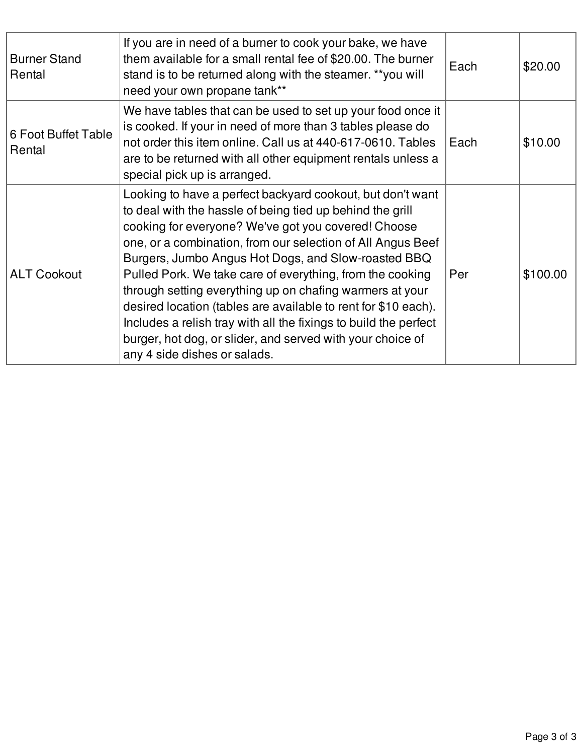| | | | |
|---|---|---|---|
| Burner Stand Rental | If you are in need of a burner to cook your bake, we have them available for a small rental fee of $20.00. The burner stand is to be returned along with the steamer. **you will need your own propane tank** | Each | $20.00 |
| 6 Foot Buffet Table Rental | We have tables that can be used to set up your food once it is cooked. If your in need of more than 3 tables please do not order this item online. Call us at 440-617-0610. Tables are to be returned with all other equipment rentals unless a special pick up is arranged. | Each | $10.00 |
| ALT Cookout | Looking to have a perfect backyard cookout, but don't want to deal with the hassle of being tied up behind the grill cooking for everyone? We've got you covered! Choose one, or a combination, from our selection of All Angus Beef Burgers, Jumbo Angus Hot Dogs, and Slow-roasted BBQ Pulled Pork. We take care of everything, from the cooking through setting everything up on chafing warmers at your desired location (tables are available to rent for $10 each). Includes a relish tray with all the fixings to build the perfect burger, hot dog, or slider, and served with your choice of any 4 side dishes or salads. | Per | $100.00 |